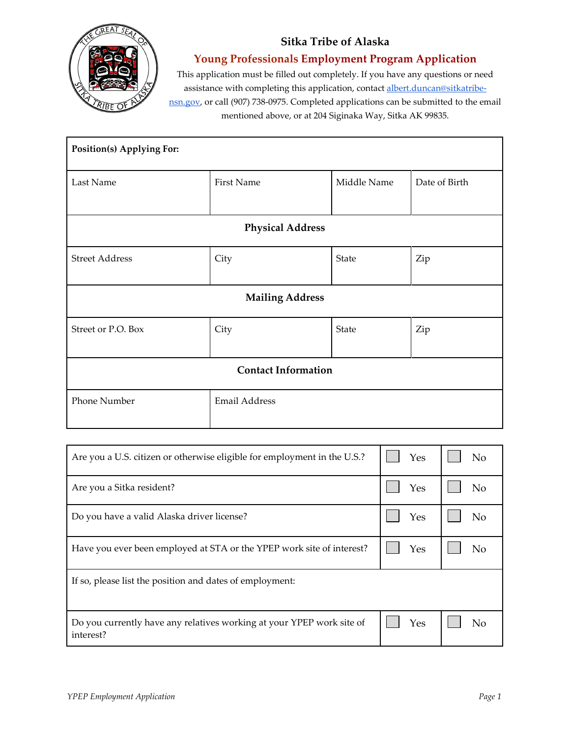# Sitka Tribe of Alaska

## Young Professionals Employment Program Application

This application must be filled out completely. If you have any questions or need assistance with completing this application, contact albert.duncan@sitkatribe-nsn.gov, or call (907) 738-0975. Completed applications can be submitted to the email mentioned above, or at 204 Siginaka Way, Sitka AK 99835.

| **Position(s) Applying For:** | | | |
|---|---|---|---|
| Last Name | First Name | Middle Name | Date of Birth |
| **Physical Address** | | | |
| Street Address | City | State | Zip |
| **Mailing Address** | | | |
| Street or P.O. Box | City | State | Zip |
| **Contact Information** | | | |
| Phone Number | Email Address | | |

| Question | Yes | No |
|---|---|---|
| Are you a U.S. citizen or otherwise eligible for employment in the U.S.? | ☐ Yes | ☐ No |
| Are you a Sitka resident? | ☐ Yes | ☐ No |
| Do you have a valid Alaska driver license? | ☐ Yes | ☐ No |
| Have you ever been employed at STA or the YPEP work site of interest? | ☐ Yes | ☐ No |
| If so, please list the position and dates of employment: | | |
| Do you currently have any relatives working at your YPEP work site of interest? | ☐ Yes | ☐ No |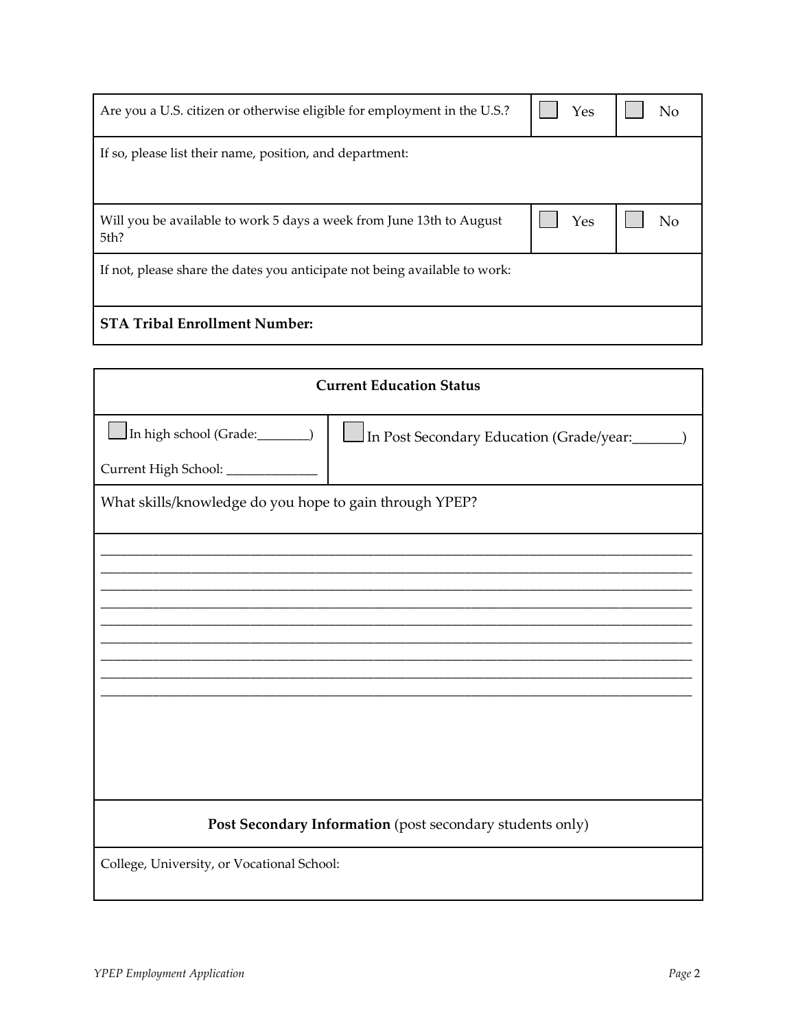| Are you a U.S. citizen or otherwise eligible for employment in the U.S.? | ☐ Yes | ☐ No |
|---|---|---|
| If so, please list their name, position, and department: | | |
| Will you be available to work 5 days a week from June 13th to August 5th? | ☐ Yes | ☐ No |
| If not, please share the dates you anticipate not being available to work: | | |
| **STA Tribal Enrollment Number:** | | |

| **Current Education Status** | |
|---|---|
| ☐ In high school (Grade:________)<br>Current High School: ______________ | ☐ In Post Secondary Education (Grade/year:_______) |
| What skills/knowledge do you hope to gain through YPEP? | |
| ____________________________________________________________________________<br>____________________________________________________________________________<br>____________________________________________________________________________<br>____________________________________________________________________________<br>____________________________________________________________________________<br>____________________________________________________________________________<br>____________________________________________________________________________<br>____________________________________________________________________________<br>____________________________________________________________________________ | |
| **Post Secondary Information** (post secondary students only) | |
| College, University, or Vocational School: | |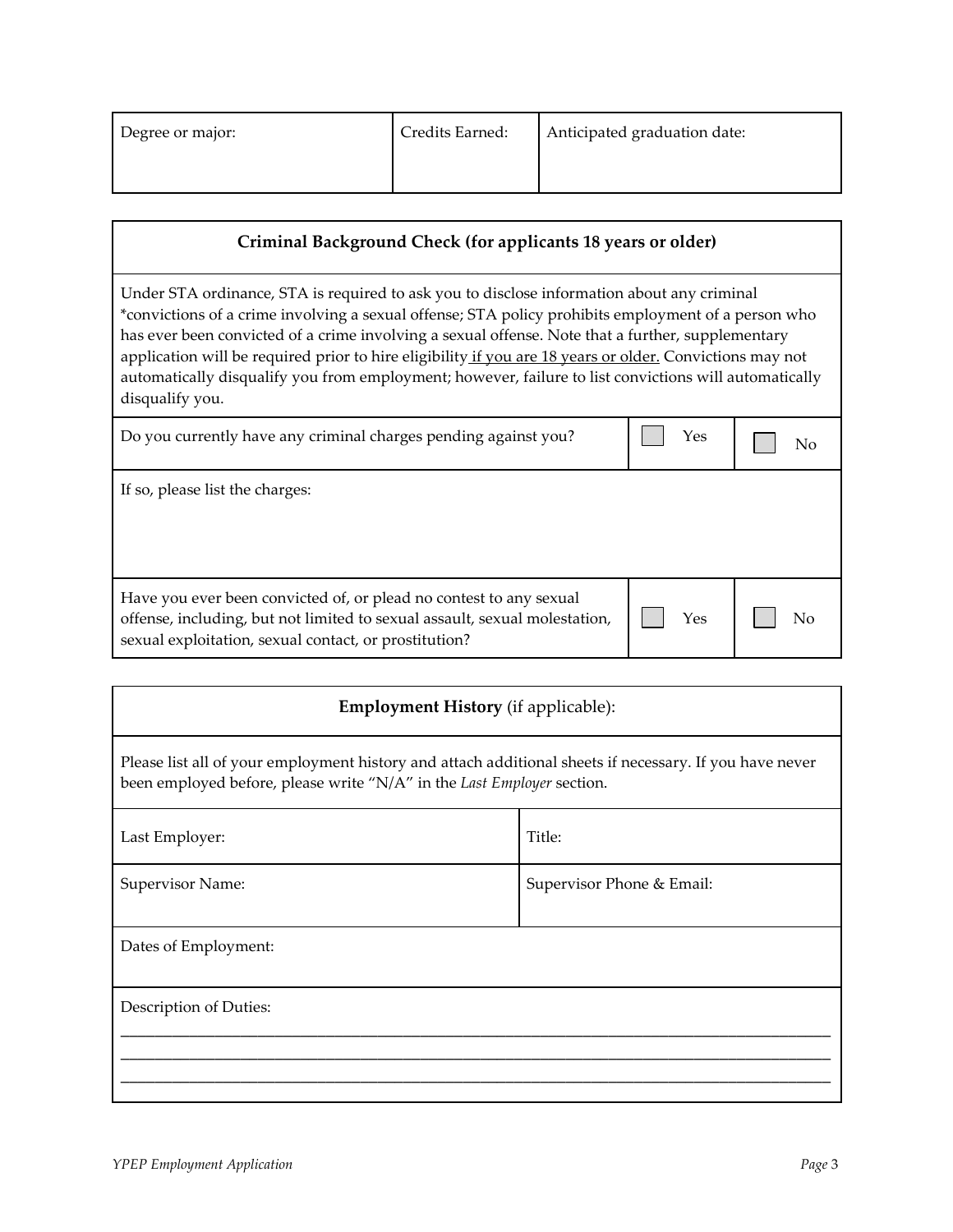| Degree or major: | Credits Earned: | Anticipated graduation date: |
|---|---|---|
| | | |

## Criminal Background Check (for applicants 18 years or older)

Under STA ordinance, STA is required to ask you to disclose information about any criminal *convictions of a crime involving a sexual offense; STA policy prohibits employment of a person who has ever been convicted of a crime involving a sexual offense. Note that a further, supplementary application will be required prior to hire eligibility <u>if you are 18 years or older.</u> Convictions may not automatically disqualify you from employment; however, failure to list convictions will automatically disqualify you.

| Question | | |
|---|---|---|
| Do you currently have any criminal charges pending against you? | ☐ Yes | ☐ No |
| If so, please list the charges: | | |
| Have you ever been convicted of, or plead no contest to any sexual offense, including, but not limited to sexual assault, sexual molestation, sexual exploitation, sexual contact, or prostitution? | ☐ Yes | ☐ No |

## Employment History (if applicable):

Please list all of your employment history and attach additional sheets if necessary. If you have never been employed before, please write "N/A" in the *Last Employer* section.

| Last Employer: | Title: |
|---|---|
| Supervisor Name: | Supervisor Phone & Email: |
| Dates of Employment: | |

Description of Duties:

______________________________________________________________________________

______________________________________________________________________________

______________________________________________________________________________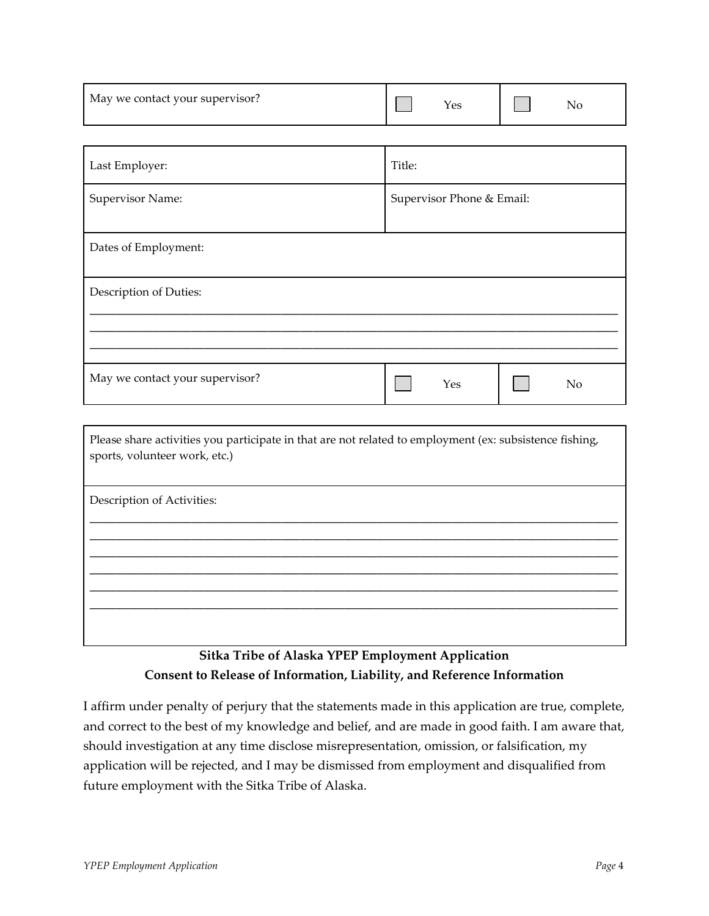| May we contact your supervisor? | ☐ Yes | ☐ No |
|---|---|---|

| Last Employer: | Title: |
|---|---|
| Supervisor Name: | Supervisor Phone & Email: |
| Dates of Employment: | |
| Description of Duties:<br>\_\_\_\_\_\_\_\_\_\_\_\_\_\_\_\_\_\_\_\_\_\_\_\_\_\_\_\_\_\_\_\_\_\_\_\_\_\_\_\_<br>\_\_\_\_\_\_\_\_\_\_\_\_\_\_\_\_\_\_\_\_\_\_\_\_\_\_\_\_\_\_\_\_\_\_\_\_\_\_\_\_<br>\_\_\_\_\_\_\_\_\_\_\_\_\_\_\_\_\_\_\_\_\_\_\_\_\_\_\_\_\_\_\_\_\_\_\_\_\_\_\_\_ | |

| May we contact your supervisor? | ☐ Yes | ☐ No |
|---|---|---|

| Please share activities you participate in that are not related to employment (ex: subsistence fishing, sports, volunteer work, etc.) |
|---|
| Description of Activities:<br>\_\_\_\_\_\_\_\_\_\_\_\_\_\_\_\_\_\_\_\_\_\_\_\_\_\_\_\_\_\_\_\_\_\_\_\_\_\_\_\_<br>\_\_\_\_\_\_\_\_\_\_\_\_\_\_\_\_\_\_\_\_\_\_\_\_\_\_\_\_\_\_\_\_\_\_\_\_\_\_\_\_<br>\_\_\_\_\_\_\_\_\_\_\_\_\_\_\_\_\_\_\_\_\_\_\_\_\_\_\_\_\_\_\_\_\_\_\_\_\_\_\_\_<br>\_\_\_\_\_\_\_\_\_\_\_\_\_\_\_\_\_\_\_\_\_\_\_\_\_\_\_\_\_\_\_\_\_\_\_\_\_\_\_\_<br>\_\_\_\_\_\_\_\_\_\_\_\_\_\_\_\_\_\_\_\_\_\_\_\_\_\_\_\_\_\_\_\_\_\_\_\_\_\_\_\_<br>\_\_\_\_\_\_\_\_\_\_\_\_\_\_\_\_\_\_\_\_\_\_\_\_\_\_\_\_\_\_\_\_\_\_\_\_\_\_\_\_ |

**Sitka Tribe of Alaska YPEP Employment Application**
**Consent to Release of Information, Liability, and Reference Information**

I affirm under penalty of perjury that the statements made in this application are true, complete, and correct to the best of my knowledge and belief, and are made in good faith. I am aware that, should investigation at any time disclose misrepresentation, omission, or falsification, my application will be rejected, and I may be dismissed from employment and disqualified from future employment with the Sitka Tribe of Alaska.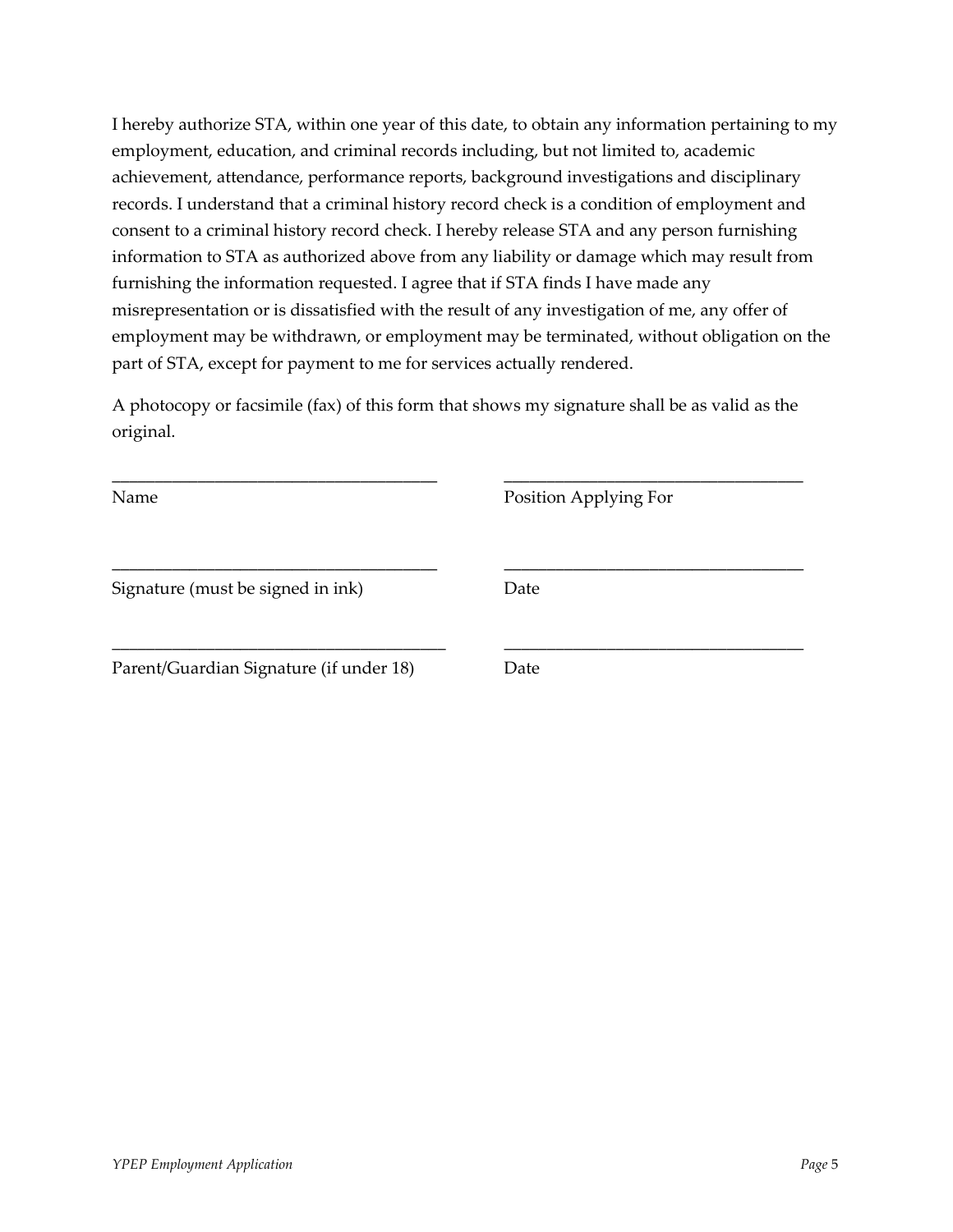I hereby authorize STA, within one year of this date, to obtain any information pertaining to my employment, education, and criminal records including, but not limited to, academic achievement, attendance, performance reports, background investigations and disciplinary records. I understand that a criminal history record check is a condition of employment and consent to a criminal history record check. I hereby release STA and any person furnishing information to STA as authorized above from any liability or damage which may result from furnishing the information requested. I agree that if STA finds I have made any misrepresentation or is dissatisfied with the result of any investigation of me, any offer of employment may be withdrawn, or employment may be terminated, without obligation on the part of STA, except for payment to me for services actually rendered.

A photocopy or facsimile (fax) of this form that shows my signature shall be as valid as the original.

| | |
|---|---|
| ______________________________ | ______________________________ |
| Name | Position Applying For |
| ______________________________ | ______________________________ |
| Signature (must be signed in ink) | Date |
| ______________________________ | ______________________________ |
| Parent/Guardian Signature (if under 18) | Date |